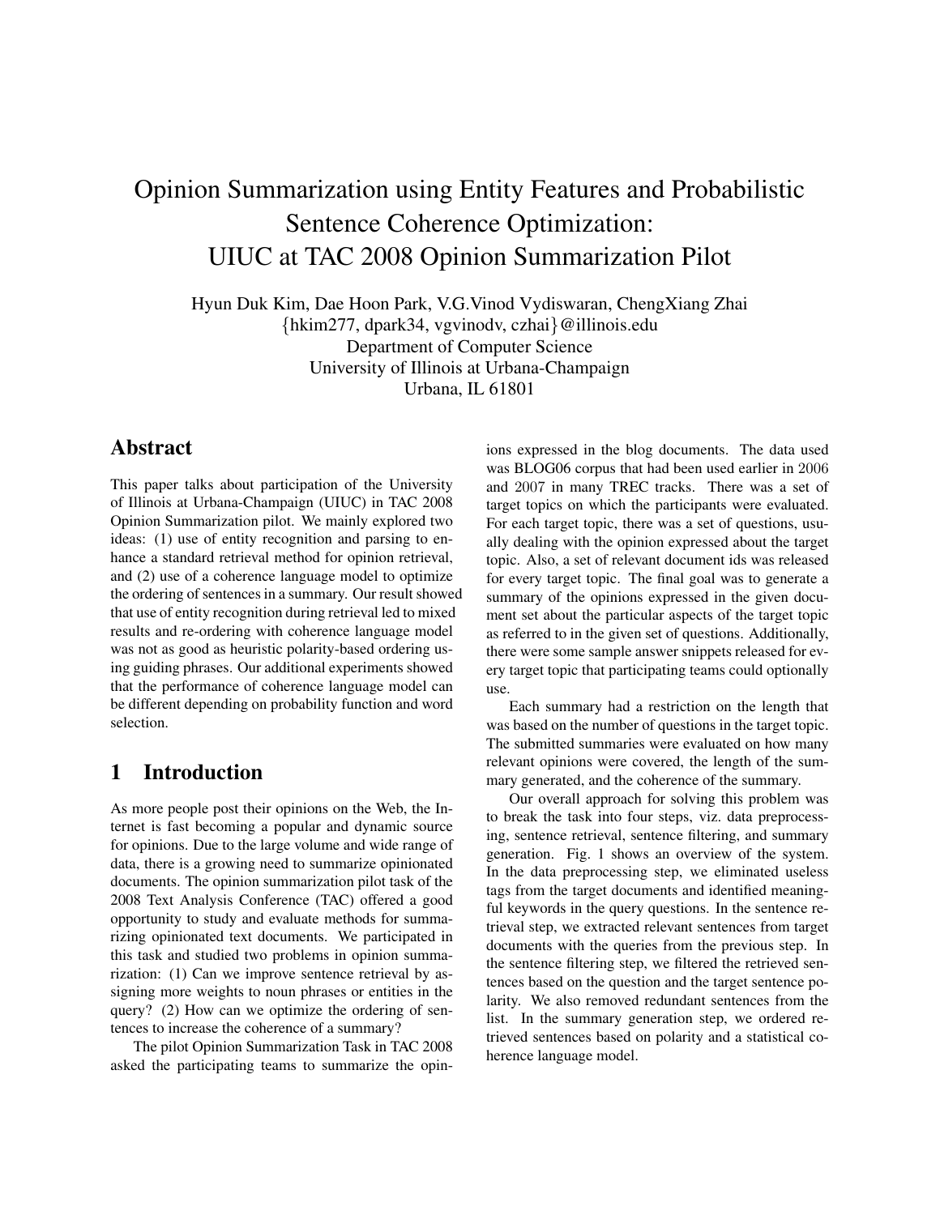# Opinion Summarization using Entity Features and Probabilistic Sentence Coherence Optimization: UIUC at TAC 2008 Opinion Summarization Pilot

Hyun Duk Kim, Dae Hoon Park, V.G.Vinod Vydiswaran, ChengXiang Zhai
{hkim277, dpark34, vgvinodv, czhai}@illinois.edu
Department of Computer Science
University of Illinois at Urbana-Champaign
Urbana, IL 61801

## Abstract

This paper talks about participation of the University of Illinois at Urbana-Champaign (UIUC) in TAC 2008 Opinion Summarization pilot. We mainly explored two ideas: (1) use of entity recognition and parsing to enhance a standard retrieval method for opinion retrieval, and (2) use of a coherence language model to optimize the ordering of sentences in a summary. Our result showed that use of entity recognition during retrieval led to mixed results and re-ordering with coherence language model was not as good as heuristic polarity-based ordering using guiding phrases. Our additional experiments showed that the performance of coherence language model can be different depending on probability function and word selection.

## 1 Introduction

As more people post their opinions on the Web, the Internet is fast becoming a popular and dynamic source for opinions. Due to the large volume and wide range of data, there is a growing need to summarize opinionated documents. The opinion summarization pilot task of the 2008 Text Analysis Conference (TAC) offered a good opportunity to study and evaluate methods for summarizing opinionated text documents. We participated in this task and studied two problems in opinion summarization: (1) Can we improve sentence retrieval by assigning more weights to noun phrases or entities in the query? (2) How can we optimize the ordering of sentences to increase the coherence of a summary?

The pilot Opinion Summarization Task in TAC 2008 asked the participating teams to summarize the opinions expressed in the blog documents. The data used was BLOG06 corpus that had been used earlier in 2006 and 2007 in many TREC tracks. There was a set of target topics on which the participants were evaluated. For each target topic, there was a set of questions, usually dealing with the opinion expressed about the target topic. Also, a set of relevant document ids was released for every target topic. The final goal was to generate a summary of the opinions expressed in the given document set about the particular aspects of the target topic as referred to in the given set of questions. Additionally, there were some sample answer snippets released for every target topic that participating teams could optionally use.

Each summary had a restriction on the length that was based on the number of questions in the target topic. The submitted summaries were evaluated on how many relevant opinions were covered, the length of the summary generated, and the coherence of the summary.

Our overall approach for solving this problem was to break the task into four steps, viz. data preprocessing, sentence retrieval, sentence filtering, and summary generation. Fig. 1 shows an overview of the system. In the data preprocessing step, we eliminated useless tags from the target documents and identified meaningful keywords in the query questions. In the sentence retrieval step, we extracted relevant sentences from target documents with the queries from the previous step. In the sentence filtering step, we filtered the retrieved sentences based on the question and the target sentence polarity. We also removed redundant sentences from the list. In the summary generation step, we ordered retrieved sentences based on polarity and a statistical coherence language model.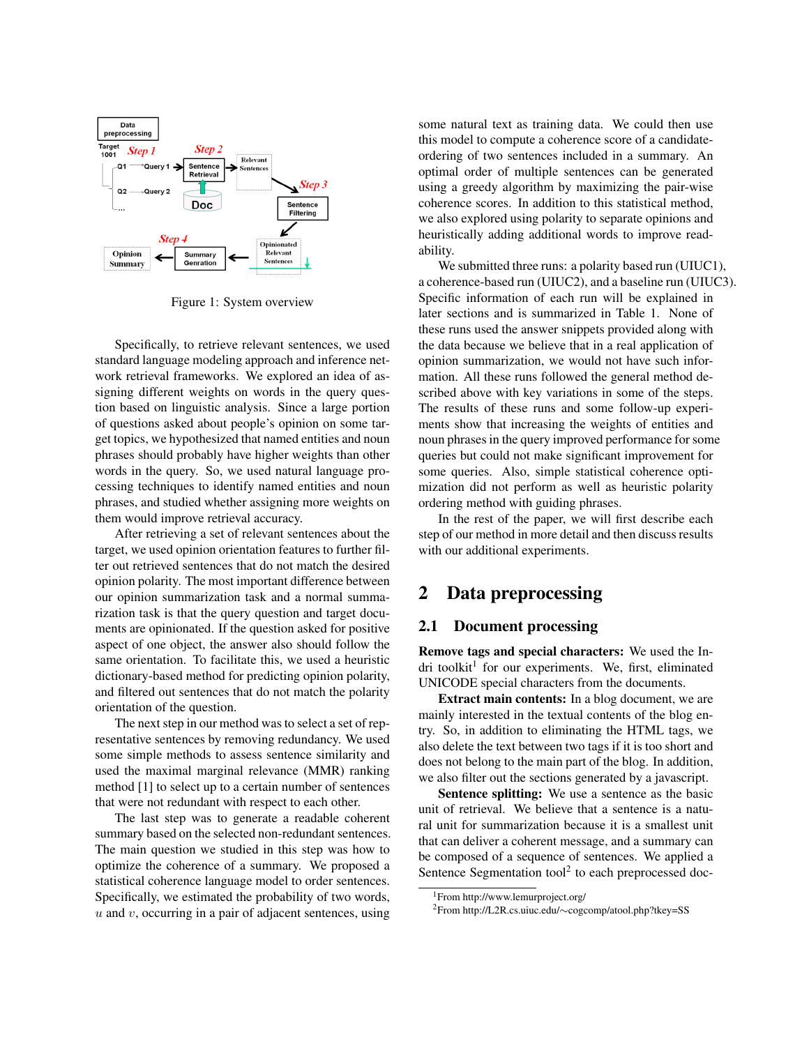Figure 1: System overview

Specifically, to retrieve relevant sentences, we used standard language modeling approach and inference network retrieval frameworks. We explored an idea of assigning different weights on words in the query question based on linguistic analysis. Since a large portion of questions asked about people's opinion on some target topics, we hypothesized that named entities and noun phrases should probably have higher weights than other words in the query. So, we used natural language processing techniques to identify named entities and noun phrases, and studied whether assigning more weights on them would improve retrieval accuracy.

After retrieving a set of relevant sentences about the target, we used opinion orientation features to further filter out retrieved sentences that do not match the desired opinion polarity. The most important difference between our opinion summarization task and a normal summarization task is that the query question and target documents are opinionated. If the question asked for positive aspect of one object, the answer also should follow the same orientation. To facilitate this, we used a heuristic dictionary-based method for predicting opinion polarity, and filtered out sentences that do not match the polarity orientation of the question.

The next step in our method was to select a set of representative sentences by removing redundancy. We used some simple methods to assess sentence similarity and used the maximal marginal relevance (MMR) ranking method [1] to select up to a certain number of sentences that were not redundant with respect to each other.

The last step was to generate a readable coherent summary based on the selected non-redundant sentences. The main question we studied in this step was how to optimize the coherence of a summary. We proposed a statistical coherence language model to order sentences. Specifically, we estimated the probability of two words, $u$ and $v$, occurring in a pair of adjacent sentences, using some natural text as training data. We could then use this model to compute a coherence score of a candidate-ordering of two sentences included in a summary. An optimal order of multiple sentences can be generated using a greedy algorithm by maximizing the pair-wise coherence scores. In addition to this statistical method, we also explored using polarity to separate opinions and heuristically adding additional words to improve readability.

We submitted three runs: a polarity based run (UIUC1), a coherence-based run (UIUC2), and a baseline run (UIUC3). Specific information of each run will be explained in later sections and is summarized in Table 1. None of these runs used the answer snippets provided along with the data because we believe that in a real application of opinion summarization, we would not have such information. All these runs followed the general method described above with key variations in some of the steps. The results of these runs and some follow-up experiments show that increasing the weights of entities and noun phrases in the query improved performance for some queries but could not make significant improvement for some queries. Also, simple statistical coherence optimization did not perform as well as heuristic polarity ordering method with guiding phrases.

In the rest of the paper, we will first describe each step of our method in more detail and then discuss results with our additional experiments.

## 2 Data preprocessing

### 2.1 Document processing

**Remove tags and special characters:** We used the Indri toolkit[1] for our experiments. We, first, eliminated UNICODE special characters from the documents.

**Extract main contents:** In a blog document, we are mainly interested in the textual contents of the blog entry. So, in addition to eliminating the HTML tags, we also delete the text between two tags if it is too short and does not belong to the main part of the blog. In addition, we also filter out the sections generated by a javascript.

**Sentence splitting:** We use a sentence as the basic unit of retrieval. We believe that a sentence is a natural unit for summarization because it is a smallest unit that can deliver a coherent message, and a summary can be composed of a sequence of sentences. We applied a Sentence Segmentation tool[2] to each preprocessed doc-

[1]From http://www.lemurproject.org/

[2]From http://L2R.cs.uiuc.edu/∼cogcomp/atool.php?tkey=SS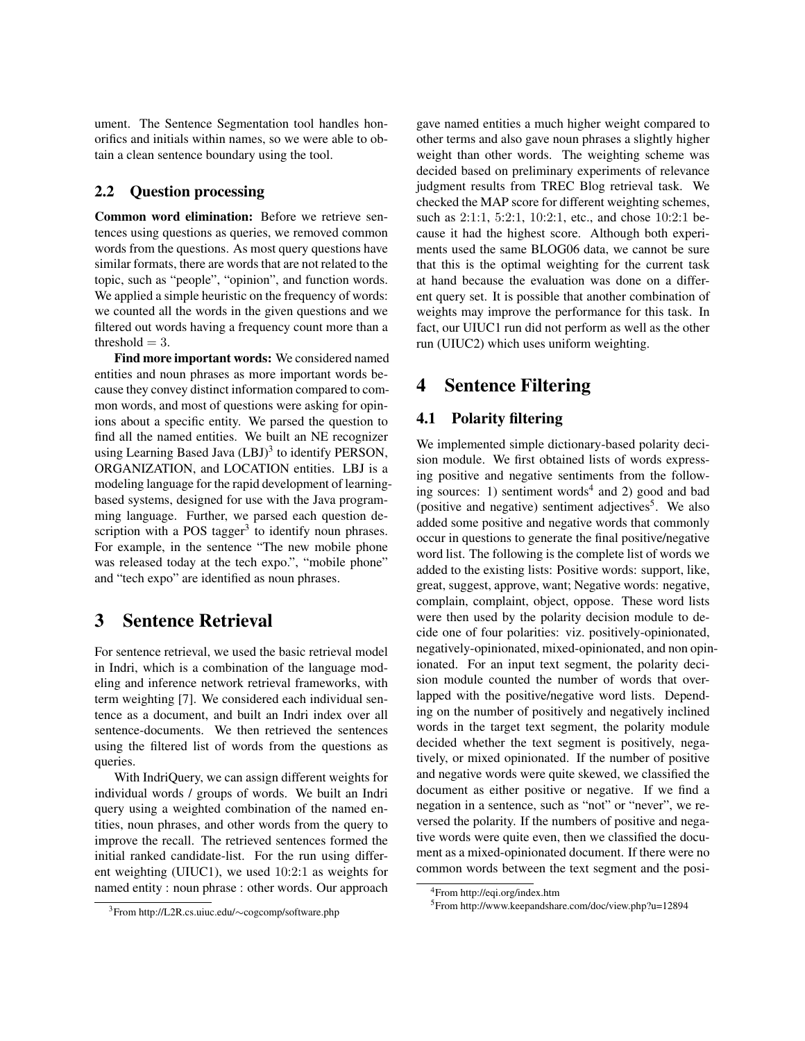ument. The Sentence Segmentation tool handles honorifics and initials within names, so we were able to obtain a clean sentence boundary using the tool.

### 2.2 Question processing

**Common word elimination:** Before we retrieve sentences using questions as queries, we removed common words from the questions. As most query questions have similar formats, there are words that are not related to the topic, such as "people", "opinion", and function words. We applied a simple heuristic on the frequency of words: we counted all the words in the given questions and we filtered out words having a frequency count more than a threshold $= 3$.

**Find more important words:** We considered named entities and noun phrases as more important words because they convey distinct information compared to common words, and most of questions were asking for opinions about a specific entity. We parsed the question to find all the named entities. We built an NE recognizer using Learning Based Java (LBJ)[3] to identify PERSON, ORGANIZATION, and LOCATION entities. LBJ is a modeling language for the rapid development of learning-based systems, designed for use with the Java programming language. Further, we parsed each question description with a POS tagger[3] to identify noun phrases. For example, in the sentence "The new mobile phone was released today at the tech expo.", "mobile phone" and "tech expo" are identified as noun phrases.

## 3 Sentence Retrieval

For sentence retrieval, we used the basic retrieval model in Indri, which is a combination of the language modeling and inference network retrieval frameworks, with term weighting [7]. We considered each individual sentence as a document, and built an Indri index over all sentence-documents. We then retrieved the sentences using the filtered list of words from the questions as queries.

With IndriQuery, we can assign different weights for individual words / groups of words. We built an Indri query using a weighted combination of the named entities, noun phrases, and other words from the query to improve the recall. The retrieved sentences formed the initial ranked candidate-list. For the run using different weighting (UIUC1), we used 10:2:1 as weights for named entity : noun phrase : other words. Our approach gave named entities a much higher weight compared to other terms and also gave noun phrases a slightly higher weight than other words. The weighting scheme was decided based on preliminary experiments of relevance judgment results from TREC Blog retrieval task. We checked the MAP score for different weighting schemes, such as 2:1:1, 5:2:1, 10:2:1, etc., and chose 10:2:1 because it had the highest score. Although both experiments used the same BLOG06 data, we cannot be sure that this is the optimal weighting for the current task at hand because the evaluation was done on a different query set. It is possible that another combination of weights may improve the performance for this task. In fact, our UIUC1 run did not perform as well as the other run (UIUC2) which uses uniform weighting.

## 4 Sentence Filtering

### 4.1 Polarity filtering

We implemented simple dictionary-based polarity decision module. We first obtained lists of words expressing positive and negative sentiments from the following sources: 1) sentiment words[4] and 2) good and bad (positive and negative) sentiment adjectives[5]. We also added some positive and negative words that commonly occur in questions to generate the final positive/negative word list. The following is the complete list of words we added to the existing lists: Positive words: support, like, great, suggest, approve, want; Negative words: negative, complain, complaint, object, oppose. These word lists were then used by the polarity decision module to decide one of four polarities: viz. positively-opinionated, negatively-opinionated, mixed-opinionated, and non opinionated. For an input text segment, the polarity decision module counted the number of words that overlapped with the positive/negative word lists. Depending on the number of positively and negatively inclined words in the target text segment, the polarity module decided whether the text segment is positively, negatively, or mixed opinionated. If the number of positive and negative words were quite skewed, we classified the document as either positive or negative. If we find a negation in a sentence, such as "not" or "never", we reversed the polarity. If the numbers of positive and negative words were quite even, then we classified the document as a mixed-opinionated document. If there were no common words between the text segment and the posi-

[3] From http://L2R.cs.uiuc.edu/∼cogcomp/software.php

[4] From http://eqi.org/index.htm

[5] From http://www.keepandshare.com/doc/view.php?u=12894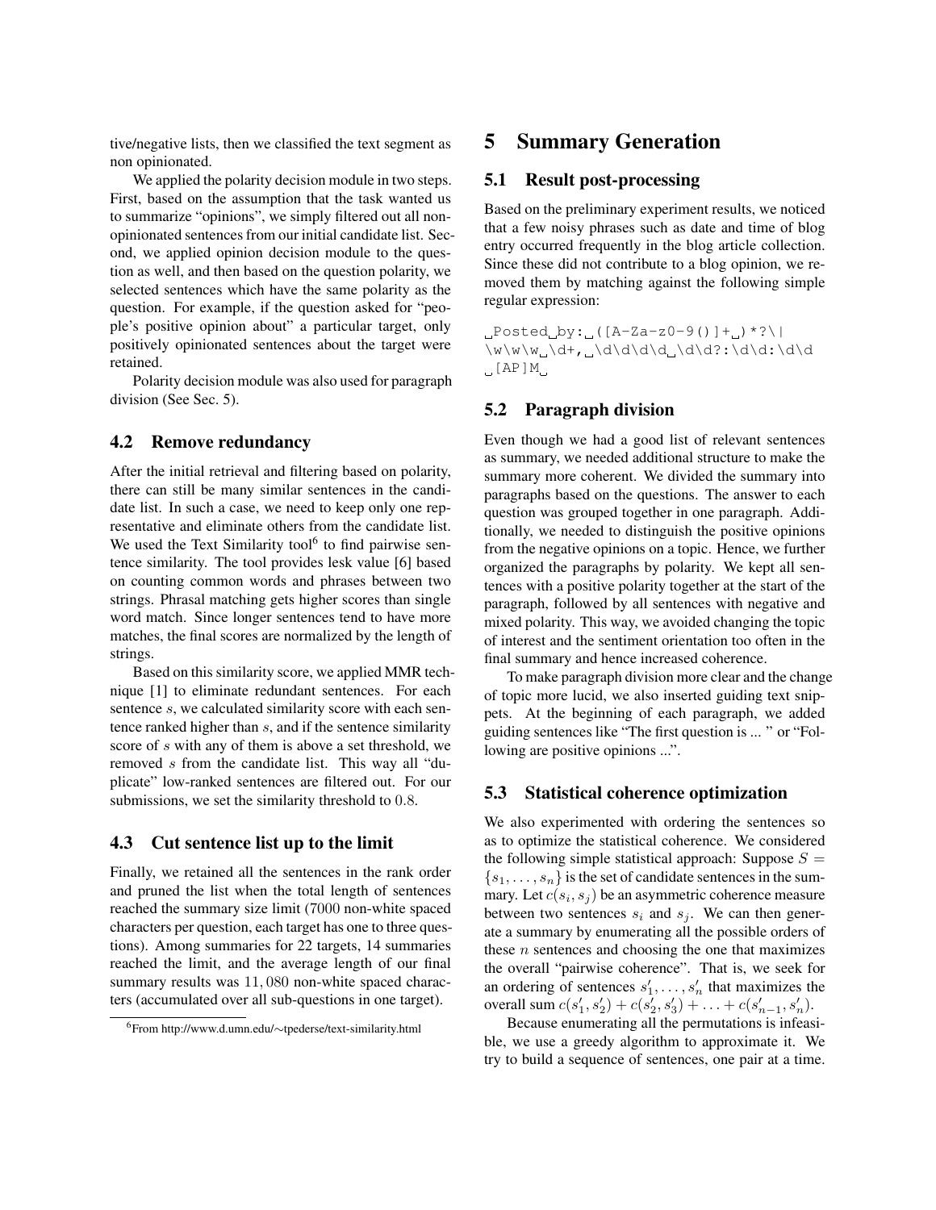tive/negative lists, then we classified the text segment as non opinionated.

We applied the polarity decision module in two steps. First, based on the assumption that the task wanted us to summarize "opinions", we simply filtered out all non-opinionated sentences from our initial candidate list. Second, we applied opinion decision module to the question as well, and then based on the question polarity, we selected sentences which have the same polarity as the question. For example, if the question asked for "people's positive opinion about" a particular target, only positively opinionated sentences about the target were retained.

Polarity decision module was also used for paragraph division (See Sec. 5).

## 4.2 Remove redundancy

After the initial retrieval and filtering based on polarity, there can still be many similar sentences in the candidate list. In such a case, we need to keep only one representative and eliminate others from the candidate list. We used the Text Similarity tool[6] to find pairwise sentence similarity. The tool provides lesk value [6] based on counting common words and phrases between two strings. Phrasal matching gets higher scores than single word match. Since longer sentences tend to have more matches, the final scores are normalized by the length of strings.

Based on this similarity score, we applied MMR technique [1] to eliminate redundant sentences. For each sentence $s$, we calculated similarity score with each sentence ranked higher than $s$, and if the sentence similarity score of $s$ with any of them is above a set threshold, we removed $s$ from the candidate list. This way all "duplicate" low-ranked sentences are filtered out. For our submissions, we set the similarity threshold to $0.8$.

## 4.3 Cut sentence list up to the limit

Finally, we retained all the sentences in the rank order and pruned the list when the total length of sentences reached the summary size limit (7000 non-white spaced characters per question, each target has one to three questions). Among summaries for 22 targets, 14 summaries reached the limit, and the average length of our final summary results was $11,080$ non-white spaced characters (accumulated over all sub-questions in one target).

[6] From http://www.d.umn.edu/∼tpederse/text-similarity.html

# 5 Summary Generation

## 5.1 Result post-processing

Based on the preliminary experiment results, we noticed that a few noisy phrases such as date and time of blog entry occurred frequently in the blog article collection. Since these did not contribute to a blog opinion, we removed them by matching against the following simple regular expression:

```
␣Posted␣by:␣([A-Za-z0-9()]+␣)*?\|
\w\w\w␣\d+,␣\d\d\d\d␣\d\d?:\d\d:\d\d
␣[AP]M␣
```

## 5.2 Paragraph division

Even though we had a good list of relevant sentences as summary, we needed additional structure to make the summary more coherent. We divided the summary into paragraphs based on the questions. The answer to each question was grouped together in one paragraph. Additionally, we needed to distinguish the positive opinions from the negative opinions on a topic. Hence, we further organized the paragraphs by polarity. We kept all sentences with a positive polarity together at the start of the paragraph, followed by all sentences with negative and mixed polarity. This way, we avoided changing the topic of interest and the sentiment orientation too often in the final summary and hence increased coherence.

To make paragraph division more clear and the change of topic more lucid, we also inserted guiding text snippets. At the beginning of each paragraph, we added guiding sentences like "The first question is ... " or "Following are positive opinions ...".

## 5.3 Statistical coherence optimization

We also experimented with ordering the sentences so as to optimize the statistical coherence. We considered the following simple statistical approach: Suppose $S = \{s_1, \ldots, s_n\}$ is the set of candidate sentences in the summary. Let $c(s_i, s_j)$ be an asymmetric coherence measure between two sentences $s_i$ and $s_j$. We can then generate a summary by enumerating all the possible orders of these $n$ sentences and choosing the one that maximizes the overall "pairwise coherence". That is, we seek for an ordering of sentences $s'_1, \ldots, s'_n$ that maximizes the overall sum $c(s'_1, s'_2) + c(s'_2, s'_3) + \ldots + c(s'_{n-1}, s'_n)$.

Because enumerating all the permutations is infeasible, we use a greedy algorithm to approximate it. We try to build a sequence of sentences, one pair at a time.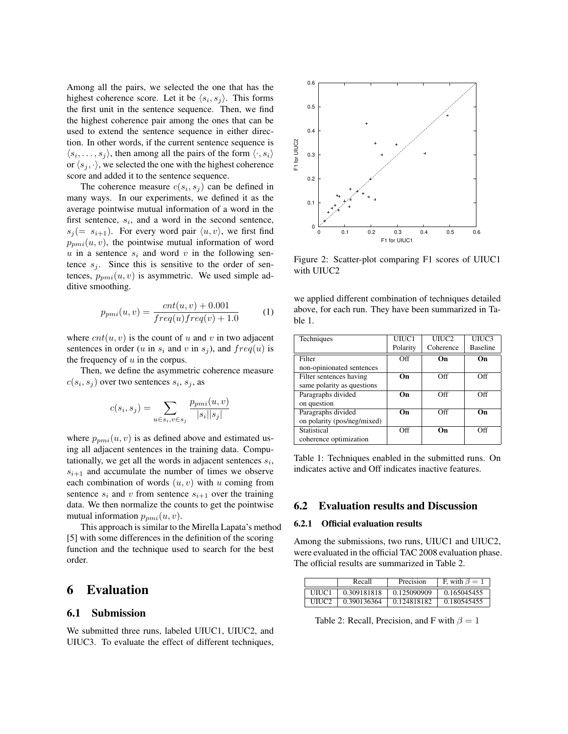Among all the pairs, we selected the one that has the highest coherence score. Let it be $\langle s_i, s_j \rangle$. This forms the first unit in the sentence sequence. Then, we find the highest coherence pair among the ones that can be used to extend the sentence sequence in either direction. In other words, if the current sentence sequence is $\langle s_i, \ldots, s_j \rangle$, then among all the pairs of the form $\langle \cdot, s_i \rangle$ or $\langle s_j, \cdot \rangle$, we selected the one with the highest coherence score and added it to the sentence sequence.

The coherence measure $c(s_i, s_j)$ can be defined in many ways. In our experiments, we defined it as the average pointwise mutual information of a word in the first sentence, $s_i$, and a word in the second sentence, $s_j (= s_{i+1})$. For every word pair $\langle u, v \rangle$, we first find $p_{pmi}(u, v)$, the pointwise mutual information of word $u$ in a sentence $s_i$ and word $v$ in the following sentence $s_j$. Since this is sensitive to the order of sentences, $p_{pmi}(u, v)$ is asymmetric. We used simple additive smoothing.

$$p_{pmi}(u, v) = \frac{cnt(u, v) + 0.001}{freq(u)freq(v) + 1.0} \quad (1)$$

where $cnt(u, v)$ is the count of $u$ and $v$ in two adjacent sentences in order ($u$ in $s_i$ and $v$ in $s_j$), and $freq(u)$ is the frequency of $u$ in the corpus.

Then, we define the asymmetric coherence measure $c(s_i, s_j)$ over two sentences $s_i$, $s_j$, as

$$c(s_i, s_j) = \sum_{u \in s_i, v \in s_j} \frac{p_{pmi}(u, v)}{|s_i||s_j|}$$

where $p_{pmi}(u, v)$ is as defined above and estimated using all adjacent sentences in the training data. Computationally, we get all the words in adjacent sentences $s_i$, $s_{i+1}$ and accumulate the number of times we observe each combination of words $(u, v)$ with $u$ coming from sentence $s_i$ and $v$ from sentence $s_{i+1}$ over the training data. We then normalize the counts to get the pointwise mutual information $p_{pmi}(u, v)$.

This approach is similar to the Mirella Lapata's method [5] with some differences in the definition of the scoring function and the technique used to search for the best order.

# 6 Evaluation

## 6.1 Submission

We submitted three runs, labeled UIUC1, UIUC2, and UIUC3. To evaluate the effect of different techniques, we applied different combination of techniques detailed above, for each run. They have been summarized in Table 1.

Figure 2: Scatter-plot comparing F1 scores of UIUC1 with UIUC2

| Techniques | UIUC1 Polarity | UIUC2 Coherence | UIUC3 Baseline |
|---|---|---|---|
| Filter non-opinionated sentences | Off | **On** | **On** |
| Filter sentences having same polarity as questions | **On** | Off | Off |
| Paragraphs divided on question | **On** | Off | Off |
| Paragraphs divided on polarity (pos/neg/mixed) | **On** | Off | **On** |
| Statistical coherence optimization | Off | **On** | Off |

Table 1: Techniques enabled in the submitted runs. On indicates active and Off indicates inactive features.

## 6.2 Evaluation results and Discussion

### 6.2.1 Official evaluation results

Among the submissions, two runs, UIUC1 and UIUC2, were evaluated in the official TAC 2008 evaluation phase. The official results are summarized in Table 2.

| | Recall | Precision | F, with $\beta = 1$ |
|---|---|---|---|
| UIUC1 | 0.309181818 | 0.125090909 | 0.165045455 |
| UIUC2 | 0.390136364 | 0.124818182 | 0.180545455 |

Table 2: Recall, Precision, and F with $\beta = 1$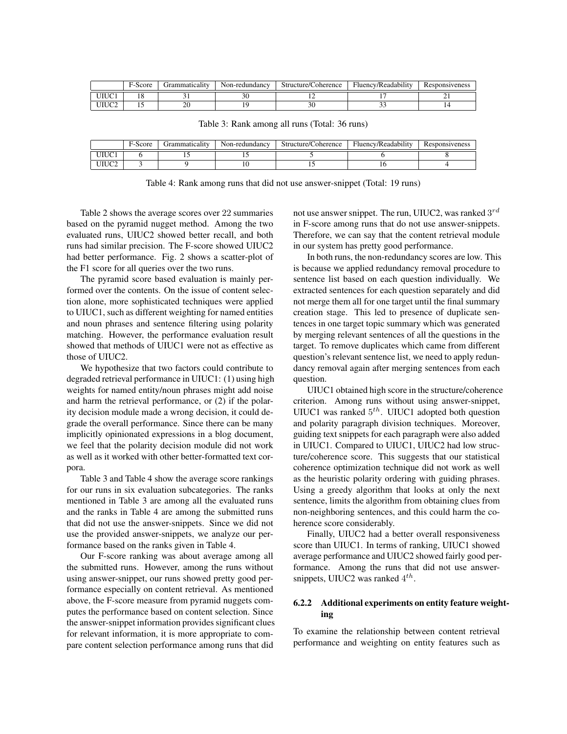|  | F-Score | Grammaticality | Non-redundancy | Structure/Coherence | Fluency/Readability | Responsiveness |
|---|---|---|---|---|---|---|
| UIUC1 | 18 | 31 | 30 | 12 | 17 | 21 |
| UIUC2 | 15 | 20 | 19 | 30 | 33 | 14 |

Table 3: Rank among all runs (Total: 36 runs)

|  | F-Score | Grammaticality | Non-redundancy | Structure/Coherence | Fluency/Readability | Responsiveness |
|---|---|---|---|---|---|---|
| UIUC1 | 6 | 15 | 15 | 5 | 6 | 8 |
| UIUC2 | 3 | 9 | 10 | 15 | 16 | 4 |

Table 4: Rank among runs that did not use answer-snippet (Total: 19 runs)

Table 2 shows the average scores over 22 summaries based on the pyramid nugget method. Among the two evaluated runs, UIUC2 showed better recall, and both runs had similar precision. The F-score showed UIUC2 had better performance. Fig. 2 shows a scatter-plot of the F1 score for all queries over the two runs.

The pyramid score based evaluation is mainly performed over the contents. On the issue of content selection alone, more sophisticated techniques were applied to UIUC1, such as different weighting for named entities and noun phrases and sentence filtering using polarity matching. However, the performance evaluation result showed that methods of UIUC1 were not as effective as those of UIUC2.

We hypothesize that two factors could contribute to degraded retrieval performance in UIUC1: (1) using high weights for named entity/noun phrases might add noise and harm the retrieval performance, or (2) if the polarity decision module made a wrong decision, it could degrade the overall performance. Since there can be many implicitly opinionated expressions in a blog document, we feel that the polarity decision module did not work as well as it worked with other better-formatted text corpora.

Table 3 and Table 4 show the average score rankings for our runs in six evaluation subcategories. The ranks mentioned in Table 3 are among all the evaluated runs and the ranks in Table 4 are among the submitted runs that did not use the answer-snippets. Since we did not use the provided answer-snippets, we analyze our performance based on the ranks given in Table 4.

Our F-score ranking was about average among all the submitted runs. However, among the runs without using answer-snippet, our runs showed pretty good performance especially on content retrieval. As mentioned above, the F-score measure from pyramid nuggets computes the performance based on content selection. Since the answer-snippet information provides significant clues for relevant information, it is more appropriate to compare content selection performance among runs that did not use answer snippet. The run, UIUC2, was ranked $3^{rd}$ in F-score among runs that do not use answer-snippets. Therefore, we can say that the content retrieval module in our system has pretty good performance.

In both runs, the non-redundancy scores are low. This is because we applied redundancy removal procedure to sentence list based on each question individually. We extracted sentences for each question separately and did not merge them all for one target until the final summary creation stage. This led to presence of duplicate sentences in one target topic summary which was generated by merging relevant sentences of all the questions in the target. To remove duplicates which came from different question's relevant sentence list, we need to apply redundancy removal again after merging sentences from each question.

UIUC1 obtained high score in the structure/coherence criterion. Among runs without using answer-snippet, UIUC1 was ranked $5^{th}$. UIUC1 adopted both question and polarity paragraph division techniques. Moreover, guiding text snippets for each paragraph were also added in UIUC1. Compared to UIUC1, UIUC2 had low structure/coherence score. This suggests that our statistical coherence optimization technique did not work as well as the heuristic polarity ordering with guiding phrases. Using a greedy algorithm that looks at only the next sentence, limits the algorithm from obtaining clues from non-neighboring sentences, and this could harm the coherence score considerably.

Finally, UIUC2 had a better overall responsiveness score than UIUC1. In terms of ranking, UIUC1 showed average performance and UIUC2 showed fairly good performance. Among the runs that did not use answer-snippets, UIUC2 was ranked $4^{th}$.

#### 6.2.2 Additional experiments on entity feature weighting

To examine the relationship between content retrieval performance and weighting on entity features such as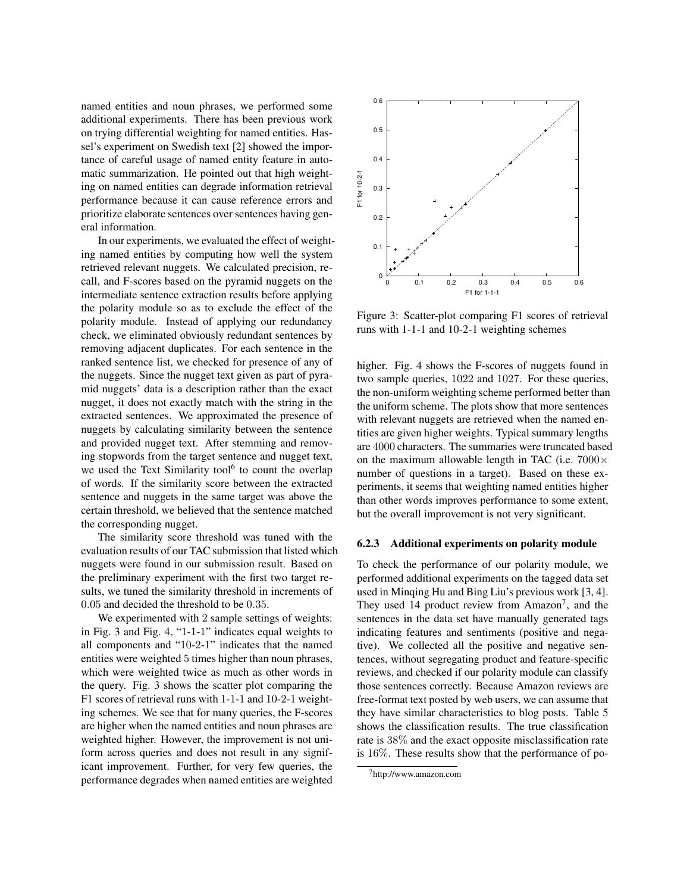named entities and noun phrases, we performed some additional experiments. There has been previous work on trying differential weighting for named entities. Hassel's experiment on Swedish text [2] showed the importance of careful usage of named entity feature in automatic summarization. He pointed out that high weighting on named entities can degrade information retrieval performance because it can cause reference errors and prioritize elaborate sentences over sentences having general information.

In our experiments, we evaluated the effect of weighting named entities by computing how well the system retrieved relevant nuggets. We calculated precision, recall, and F-scores based on the pyramid nuggets on the intermediate sentence extraction results before applying the polarity module so as to exclude the effect of the polarity module. Instead of applying our redundancy check, we eliminated obviously redundant sentences by removing adjacent duplicates. For each sentence in the ranked sentence list, we checked for presence of any of the nuggets. Since the nugget text given as part of pyramid nuggets' data is a description rather than the exact nugget, it does not exactly match with the string in the extracted sentences. We approximated the presence of nuggets by calculating similarity between the sentence and provided nugget text. After stemming and removing stopwords from the target sentence and nugget text, we used the Text Similarity tool[6] to count the overlap of words. If the similarity score between the extracted sentence and nuggets in the same target was above the certain threshold, we believed that the sentence matched the corresponding nugget.

The similarity score threshold was tuned with the evaluation results of our TAC submission that listed which nuggets were found in our submission result. Based on the preliminary experiment with the first two target results, we tuned the similarity threshold in increments of $0.05$ and decided the threshold to be $0.35$.

We experimented with 2 sample settings of weights: in Fig. 3 and Fig. 4, "1-1-1" indicates equal weights to all components and "10-2-1" indicates that the named entities were weighted 5 times higher than noun phrases, which were weighted twice as much as other words in the query. Fig. 3 shows the scatter plot comparing the F1 scores of retrieval runs with 1-1-1 and 10-2-1 weighting schemes. We see that for many queries, the F-scores are higher when the named entities and noun phrases are weighted higher. However, the improvement is not uniform across queries and does not result in any significant improvement. Further, for very few queries, the performance degrades when named entities are weighted

Figure 3: Scatter-plot comparing F1 scores of retrieval runs with 1-1-1 and 10-2-1 weighting schemes

higher. Fig. 4 shows the F-scores of nuggets found in two sample queries, $1022$ and $1027$. For these queries, the non-uniform weighting scheme performed better than the uniform scheme. The plots show that more sentences with relevant nuggets are retrieved when the named entities are given higher weights. Typical summary lengths are $4000$ characters. The summaries were truncated based on the maximum allowable length in TAC (i.e. $7000\times$ number of questions in a target). Based on these experiments, it seems that weighting named entities higher than other words improves performance to some extent, but the overall improvement is not very significant.

### 6.2.3 Additional experiments on polarity module

To check the performance of our polarity module, we performed additional experiments on the tagged data set used in Minqing Hu and Bing Liu's previous work [3, 4]. They used 14 product review from Amazon[7], and the sentences in the data set have manually generated tags indicating features and sentiments (positive and negative). We collected all the positive and negative sentences, without segregating product and feature-specific reviews, and checked if our polarity module can classify those sentences correctly. Because Amazon reviews are free-format text posted by web users, we can assume that they have similar characteristics to blog posts. Table 5 shows the classification results. The true classification rate is $38\%$ and the exact opposite misclassification rate is $16\%$. These results show that the performance of po-

[7]http://www.amazon.com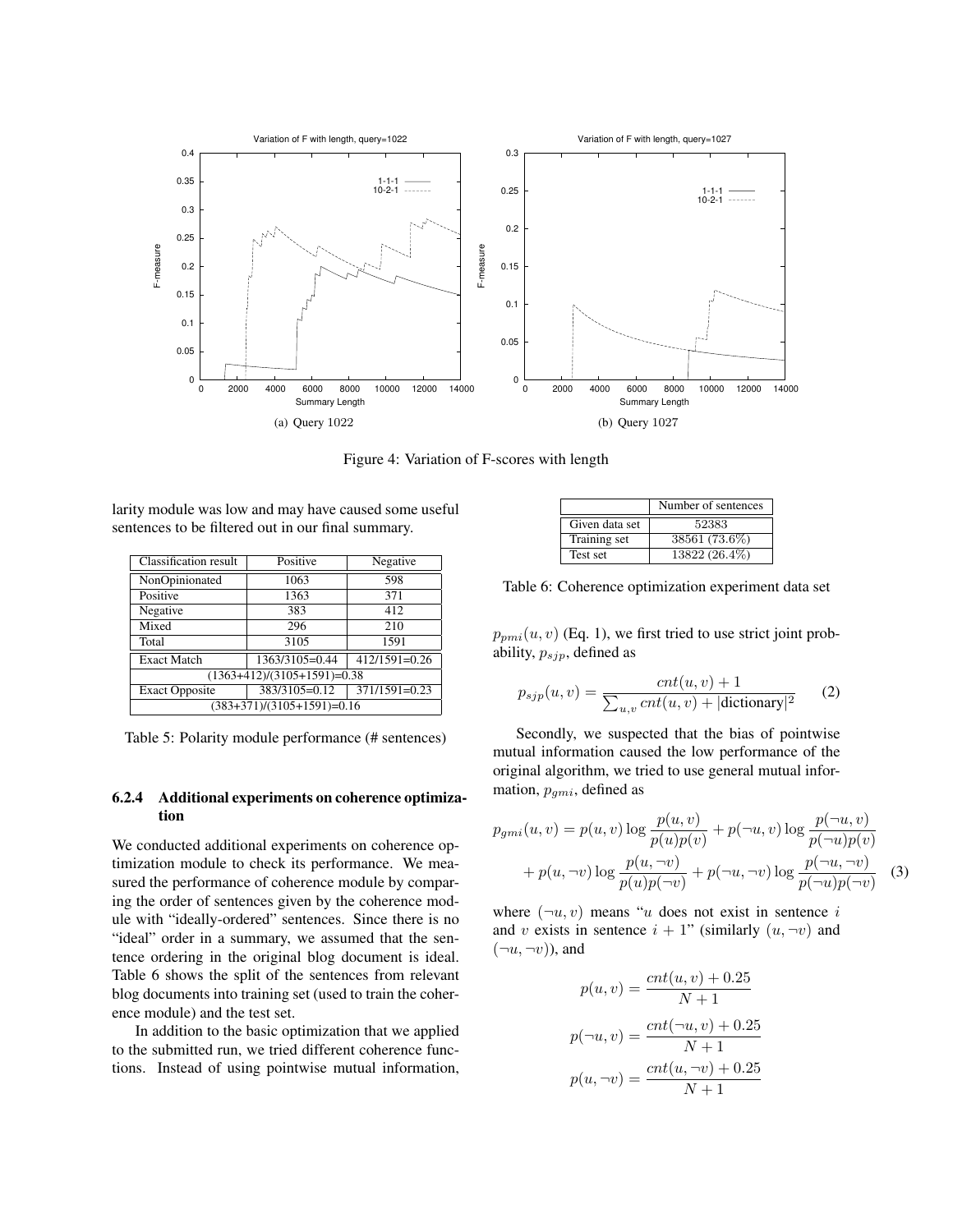Figure 4: Variation of F-scores with length

(a) Query 1022

(b) Query 1027

larity module was low and may have caused some useful sentences to be filtered out in our final summary.

| Classification result | Positive | Negative |
|---|---|---|
| NonOpinionated | 1063 | 598 |
| Positive | 1363 | 371 |
| Negative | 383 | 412 |
| Mixed | 296 | 210 |
| Total | 3105 | 1591 |
| Exact Match | 1363/3105=0.44 | 412/1591=0.26 |
| (1363+412)/(3105+1591)=0.38 | | |
| Exact Opposite | 383/3105=0.12 | 371/1591=0.23 |
| (383+371)/(3105+1591)=0.16 | | |

Table 5: Polarity module performance (# sentences)

#### 6.2.4 Additional experiments on coherence optimization

We conducted additional experiments on coherence optimization module to check its performance. We measured the performance of coherence module by comparing the order of sentences given by the coherence module with "ideally-ordered" sentences. Since there is no "ideal" order in a summary, we assumed that the sentence ordering in the original blog document is ideal. Table 6 shows the split of the sentences from relevant blog documents into training set (used to train the coherence module) and the test set.

In addition to the basic optimization that we applied to the submitted run, we tried different coherence functions. Instead of using pointwise mutual information,

| | Number of sentences |
|---|---|
| Given data set | 52383 |
| Training set | 38561 (73.6%) |
| Test set | 13822 (26.4%) |

Table 6: Coherence optimization experiment data set

$p_{pmi}(u, v)$ (Eq. 1), we first tried to use strict joint probability, $p_{sjp}$, defined as

$$p_{sjp}(u, v) = \frac{cnt(u, v) + 1}{\sum_{u,v} cnt(u, v) + |\text{dictionary}|^2} \quad (2)$$

Secondly, we suspected that the bias of pointwise mutual information caused the low performance of the original algorithm, we tried to use general mutual information, $p_{gmi}$, defined as

$$p_{gmi}(u, v) = p(u, v) \log \frac{p(u, v)}{p(u)p(v)} + p(\neg u, v) \log \frac{p(\neg u, v)}{p(\neg u)p(v)} + p(u, \neg v) \log \frac{p(u, \neg v)}{p(u)p(\neg v)} + p(\neg u, \neg v) \log \frac{p(\neg u, \neg v)}{p(\neg u)p(\neg v)} \quad (3)$$

where $(\neg u, v)$ means "$u$ does not exist in sentence $i$ and $v$ exists in sentence $i + 1$" (similarly $(u, \neg v)$ and $(\neg u, \neg v)$), and

$$p(u, v) = \frac{cnt(u, v) + 0.25}{N + 1}$$

$$p(\neg u, v) = \frac{cnt(\neg u, v) + 0.25}{N + 1}$$

$$p(u, \neg v) = \frac{cnt(u, \neg v) + 0.25}{N + 1}$$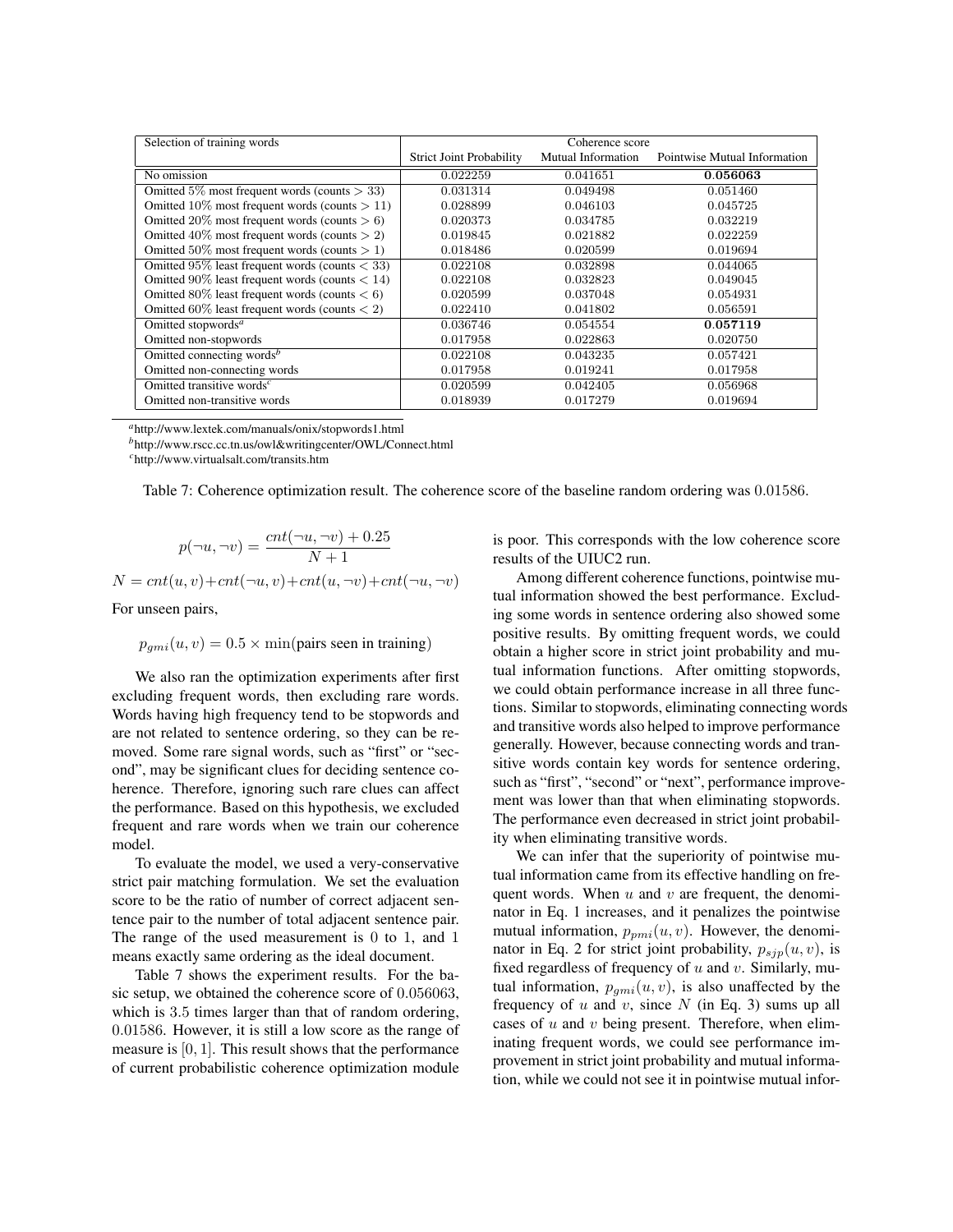| Selection of training words | Coherence score | | |
|---|---|---|---|
| | Strict Joint Probability | Mutual Information | Pointwise Mutual Information |
| No omission | 0.022259 | 0.041651 | **0.056063** |
| Omitted 5% most frequent words (counts > 33) | 0.031314 | 0.049498 | 0.051460 |
| Omitted 10% most frequent words (counts > 11) | 0.028899 | 0.046103 | 0.045725 |
| Omitted 20% most frequent words (counts > 6) | 0.020373 | 0.034785 | 0.032219 |
| Omitted 40% most frequent words (counts > 2) | 0.019845 | 0.021882 | 0.022259 |
| Omitted 50% most frequent words (counts > 1) | 0.018486 | 0.020599 | 0.019694 |
| Omitted 95% least frequent words (counts < 33) | 0.022108 | 0.032898 | 0.044065 |
| Omitted 90% least frequent words (counts < 14) | 0.022108 | 0.032823 | 0.049045 |
| Omitted 80% least frequent words (counts < 6) | 0.020599 | 0.037048 | 0.054931 |
| Omitted 60% least frequent words (counts < 2) | 0.022410 | 0.041802 | 0.056591 |
| Omitted stopwords[a] | 0.036746 | 0.054554 | **0.057119** |
| Omitted non-stopwords | 0.017958 | 0.022863 | 0.020750 |
| Omitted connecting words[b] | 0.022108 | 0.043235 | 0.057421 |
| Omitted non-connecting words | 0.017958 | 0.019241 | 0.017958 |
| Omitted transitive words[c] | 0.020599 | 0.042405 | 0.056968 |
| Omitted non-transitive words | 0.018939 | 0.017279 | 0.019694 |

[a] http://www.lextek.com/manuals/onix/stopwords1.html

[b] http://www.rscc.cc.tn.us/owl&writingcenter/OWL/Connect.html

[c] http://www.virtualsalt.com/transits.htm

Table 7: Coherence optimization result. The coherence score of the baseline random ordering was 0.01586.

$$p(\neg u, \neg v) = \frac{cnt(\neg u, \neg v) + 0.25}{N + 1}$$

$$N = cnt(u, v) + cnt(\neg u, v) + cnt(u, \neg v) + cnt(\neg u, \neg v)$$

For unseen pairs,

$$p_{gmi}(u, v) = 0.5 \times \min(\text{pairs seen in training})$$

We also ran the optimization experiments after first excluding frequent words, then excluding rare words. Words having high frequency tend to be stopwords and are not related to sentence ordering, so they can be removed. Some rare signal words, such as "first" or "second", may be significant clues for deciding sentence coherence. Therefore, ignoring such rare clues can affect the performance. Based on this hypothesis, we excluded frequent and rare words when we train our coherence model.

To evaluate the model, we used a very-conservative strict pair matching formulation. We set the evaluation score to be the ratio of number of correct adjacent sentence pair to the number of total adjacent sentence pair. The range of the used measurement is 0 to 1, and 1 means exactly same ordering as the ideal document.

Table 7 shows the experiment results. For the basic setup, we obtained the coherence score of 0.056063, which is 3.5 times larger than that of random ordering, 0.01586. However, it is still a low score as the range of measure is $[0, 1]$. This result shows that the performance of current probabilistic coherence optimization module is poor. This corresponds with the low coherence score results of the UIUC2 run.

Among different coherence functions, pointwise mutual information showed the best performance. Excluding some words in sentence ordering also showed some positive results. By omitting frequent words, we could obtain a higher score in strict joint probability and mutual information functions. After omitting stopwords, we could obtain performance increase in all three functions. Similar to stopwords, eliminating connecting words and transitive words also helped to improve performance generally. However, because connecting words and transitive words contain key words for sentence ordering, such as "first", "second" or "next", performance improvement was lower than that when eliminating stopwords. The performance even decreased in strict joint probability when eliminating transitive words.

We can infer that the superiority of pointwise mutual information came from its effective handling on frequent words. When $u$ and $v$ are frequent, the denominator in Eq. 1 increases, and it penalizes the pointwise mutual information, $p_{pmi}(u, v)$. However, the denominator in Eq. 2 for strict joint probability, $p_{sjp}(u, v)$, is fixed regardless of frequency of $u$ and $v$. Similarly, mutual information, $p_{gmi}(u, v)$, is also unaffected by the frequency of $u$ and $v$, since $N$ (in Eq. 3) sums up all cases of $u$ and $v$ being present. Therefore, when eliminating frequent words, we could see performance improvement in strict joint probability and mutual information, while we could not see it in pointwise mutual infor-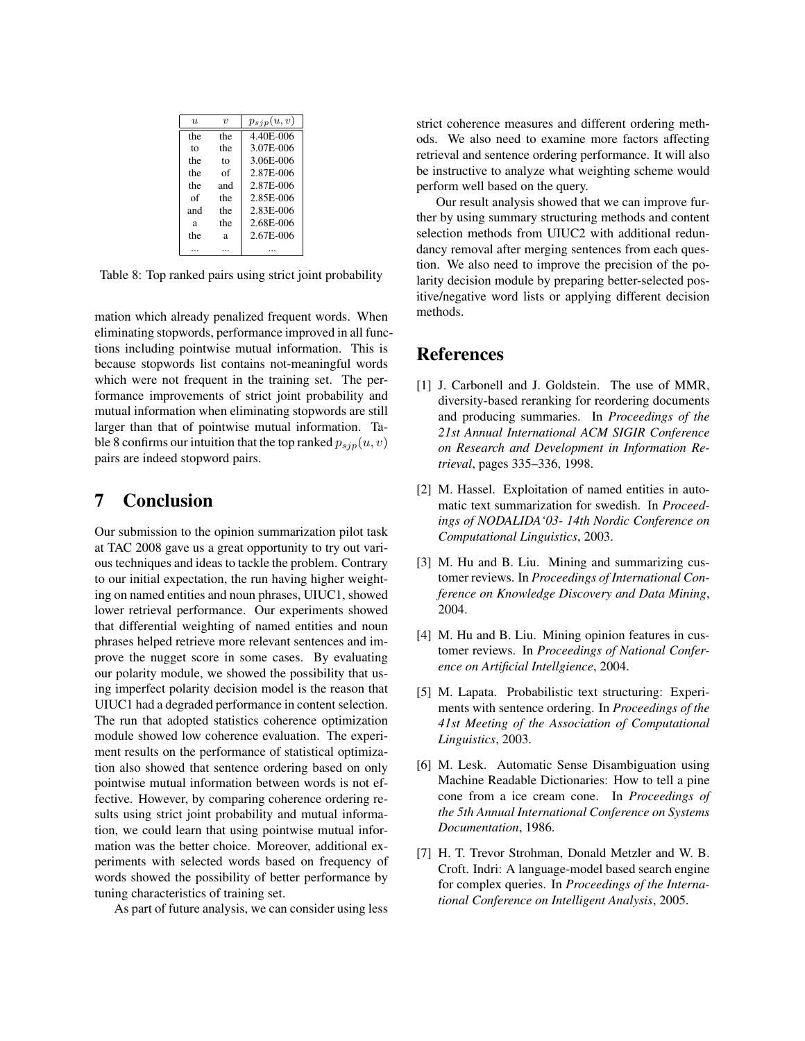| $u$ | $v$ | $p_{sjp}(u, v)$ |
|---|---|---|
| the | the | 4.40E-006 |
| to | the | 3.07E-006 |
| the | to | 3.06E-006 |
| the | of | 2.87E-006 |
| the | and | 2.87E-006 |
| of | the | 2.85E-006 |
| and | the | 2.83E-006 |
| a | the | 2.68E-006 |
| the | a | 2.67E-006 |
| ... | ... | ... |

Table 8: Top ranked pairs using strict joint probability

mation which already penalized frequent words. When eliminating stopwords, performance improved in all functions including pointwise mutual information. This is because stopwords list contains not-meaningful words which were not frequent in the training set. The performance improvements of strict joint probability and mutual information when eliminating stopwords are still larger than that of pointwise mutual information. Table 8 confirms our intuition that the top ranked $p_{sjp}(u, v)$ pairs are indeed stopword pairs.

## 7 Conclusion

Our submission to the opinion summarization pilot task at TAC 2008 gave us a great opportunity to try out various techniques and ideas to tackle the problem. Contrary to our initial expectation, the run having higher weighting on named entities and noun phrases, UIUC1, showed lower retrieval performance. Our experiments showed that differential weighting of named entities and noun phrases helped retrieve more relevant sentences and improve the nugget score in some cases. By evaluating our polarity module, we showed the possibility that using imperfect polarity decision model is the reason that UIUC1 had a degraded performance in content selection. The run that adopted statistics coherence optimization module showed low coherence evaluation. The experiment results on the performance of statistical optimization also showed that sentence ordering based on only pointwise mutual information between words is not effective. However, by comparing coherence ordering results using strict joint probability and mutual information, we could learn that using pointwise mutual information was the better choice. Moreover, additional experiments with selected words based on frequency of words showed the possibility of better performance by tuning characteristics of training set.

As part of future analysis, we can consider using less strict coherence measures and different ordering methods. We also need to examine more factors affecting retrieval and sentence ordering performance. It will also be instructive to analyze what weighting scheme would perform well based on the query.

Our result analysis showed that we can improve further by using summary structuring methods and content selection methods from UIUC2 with additional redundancy removal after merging sentences from each question. We also need to improve the precision of the polarity decision module by preparing better-selected positive/negative word lists or applying different decision methods.

## References

[1] J. Carbonell and J. Goldstein. The use of MMR, diversity-based reranking for reordering documents and producing summaries. In *Proceedings of the 21st Annual International ACM SIGIR Conference on Research and Development in Information Retrieval*, pages 335–336, 1998.

[2] M. Hassel. Exploitation of named entities in automatic text summarization for swedish. In *Proceedings of NODALIDA'03- 14th Nordic Conference on Computational Linguistics*, 2003.

[3] M. Hu and B. Liu. Mining and summarizing customer reviews. In *Proceedings of International Conference on Knowledge Discovery and Data Mining*, 2004.

[4] M. Hu and B. Liu. Mining opinion features in customer reviews. In *Proceedings of National Conference on Artificial Intellgience*, 2004.

[5] M. Lapata. Probabilistic text structuring: Experiments with sentence ordering. In *Proceedings of the 41st Meeting of the Association of Computational Linguistics*, 2003.

[6] M. Lesk. Automatic Sense Disambiguation using Machine Readable Dictionaries: How to tell a pine cone from a ice cream cone. In *Proceedings of the 5th Annual International Conference on Systems Documentation*, 1986.

[7] H. T. Trevor Strohman, Donald Metzler and W. B. Croft. Indri: A language-model based search engine for complex queries. In *Proceedings of the International Conference on Intelligent Analysis*, 2005.